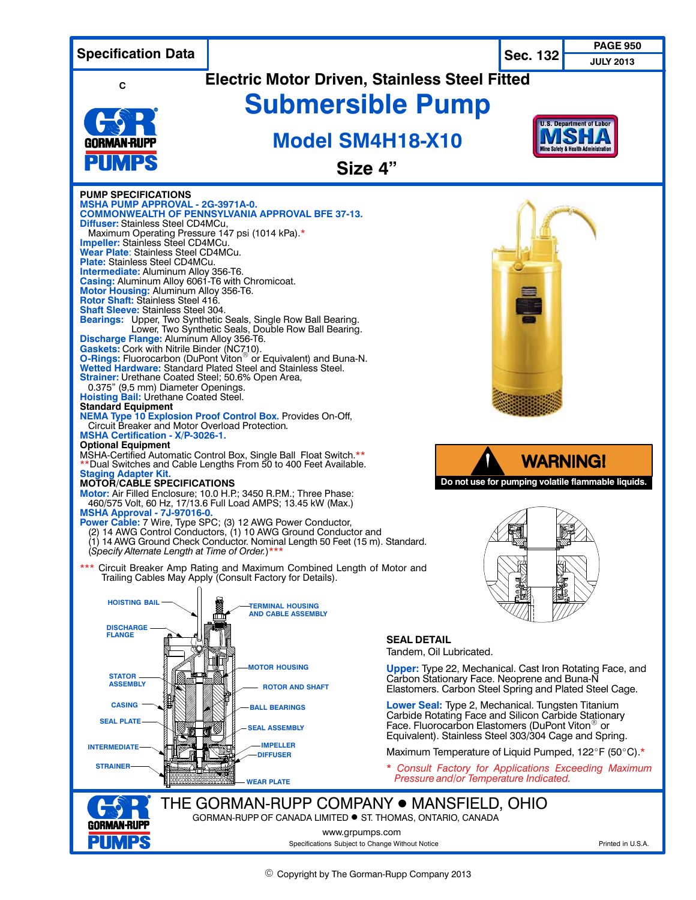**Specification Data** — **Sec. 132** — **PAGE 950** — **JULY 2013**

C

# Electric Motor Driven, Stainless Steel Fitted

# Submersible Pump

## Model SM4H18-X10

### Size 4”

U.S. Department of Labor MSHA Mine Safety & Health Administration

**PUMP SPECIFICATIONS**
**MSHA PUMP APPROVAL - 2G-3971A-0.**
**COMMONWEALTH OF PENNSYLVANIA APPROVAL BFE 37-13.**
**Diffuser:** Stainless Steel CD4MCu,
Maximum Operating Pressure 147 psi (1014 kPa).*
**Impeller:** Stainless Steel CD4MCu.
**Wear Plate**: Stainless Steel CD4MCu.
**Plate:** Stainless Steel CD4MCu.
**Intermediate:** Aluminum Alloy 356-T6.
**Casing:** Aluminum Alloy 6061-T6 with Chromicoat.
**Motor Housing:** Aluminum Alloy 356-T6.
**Rotor Shaft:** Stainless Steel 416.
**Shaft Sleeve:** Stainless Steel 304.
**Bearings:** Upper, Two Synthetic Seals, Single Row Ball Bearing.
Lower, Two Synthetic Seals, Double Row Ball Bearing.
**Discharge Flange:** Aluminum Alloy 356-T6.
**Gaskets:** Cork with Nitrile Binder (NC710).
**O-Rings:** Fluorocarbon (DuPont Viton® or Equivalent) and Buna-N.
**Wetted Hardware:** Standard Plated Steel and Stainless Steel.
**Strainer:** Urethane Coated Steel; 50.6% Open Area,
0.375” (9,5 mm) Diameter Openings.
**Hoisting Bail:** Urethane Coated Steel.

**Standard Equipment**
**NEMA Type 10 Explosion Proof Control Box.** Provides On-Off, Circuit Breaker and Motor Overload Protection.
**MSHA Certification - X/P-3026-1.**

**Optional Equipment**
MSHA-Certified Automatic Control Box, Single Ball Float Switch.**
**Dual Switches and Cable Lengths From 50 to 400 Feet Available.
**Staging Adapter Kit.**

**MOTOR/CABLE SPECIFICATIONS**
**Motor:** Air Filled Enclosure; 10.0 H.P.; 3450 R.P.M.; Three Phase:
460/575 Volt, 60 Hz, 17/13.6 Full Load AMPS; 13.45 kW (Max.)
**MSHA Approval - 7J-97016-0.**
**Power Cable:** 7 Wire, Type SPC; (3) 12 AWG Power Conductor, (2) 14 AWG Control Conductors, (1) 10 AWG Ground Conductor and (1) 14 AWG Ground Check Conductor. Nominal Length 50 Feet (15 m). Standard. (*Specify Alternate Length at Time of Order.*)***

*** Circuit Breaker Amp Rating and Maximum Combined Length of Motor and Trailing Cables May Apply (Consult Factory for Details).

HOISTING BAIL — TERMINAL HOUSING AND CABLE ASSEMBLY — DISCHARGE FLANGE — MOTOR HOUSING — STATOR ASSEMBLY — ROTOR AND SHAFT — CASING — BALL BEARINGS — SEAL PLATE — SEAL ASSEMBLY — INTERMEDIATE — IMPELLER — DIFFUSER — STRAINER — WEAR PLATE

**WARNING!**
**Do not use for pumping volatile flammable liquids.**

**SEAL DETAIL**
Tandem, Oil Lubricated.

**Upper:** Type 22, Mechanical. Cast Iron Rotating Face, and Carbon Stationary Face. Neoprene and Buna-N Elastomers. Carbon Steel Spring and Plated Steel Cage.

**Lower Seal:** Type 2, Mechanical. Tungsten Titanium Carbide Rotating Face and Silicon Carbide Stationary Face. Fluorocarbon Elastomers (DuPont Viton® or Equivalent). Stainless Steel 303/304 Cage and Spring.

Maximum Temperature of Liquid Pumped, 122°F (50°C).*

\* *Consult Factory for Applications Exceeding Maximum Pressure and/or Temperature Indicated.*

THE GORMAN-RUPP COMPANY • MANSFIELD, OHIO
GORMAN-RUPP OF CANADA LIMITED • ST. THOMAS, ONTARIO, CANADA
www.grpumps.com
Specifications Subject to Change Without Notice
Printed in U.S.A.

© Copyright by The Gorman-Rupp Company 2013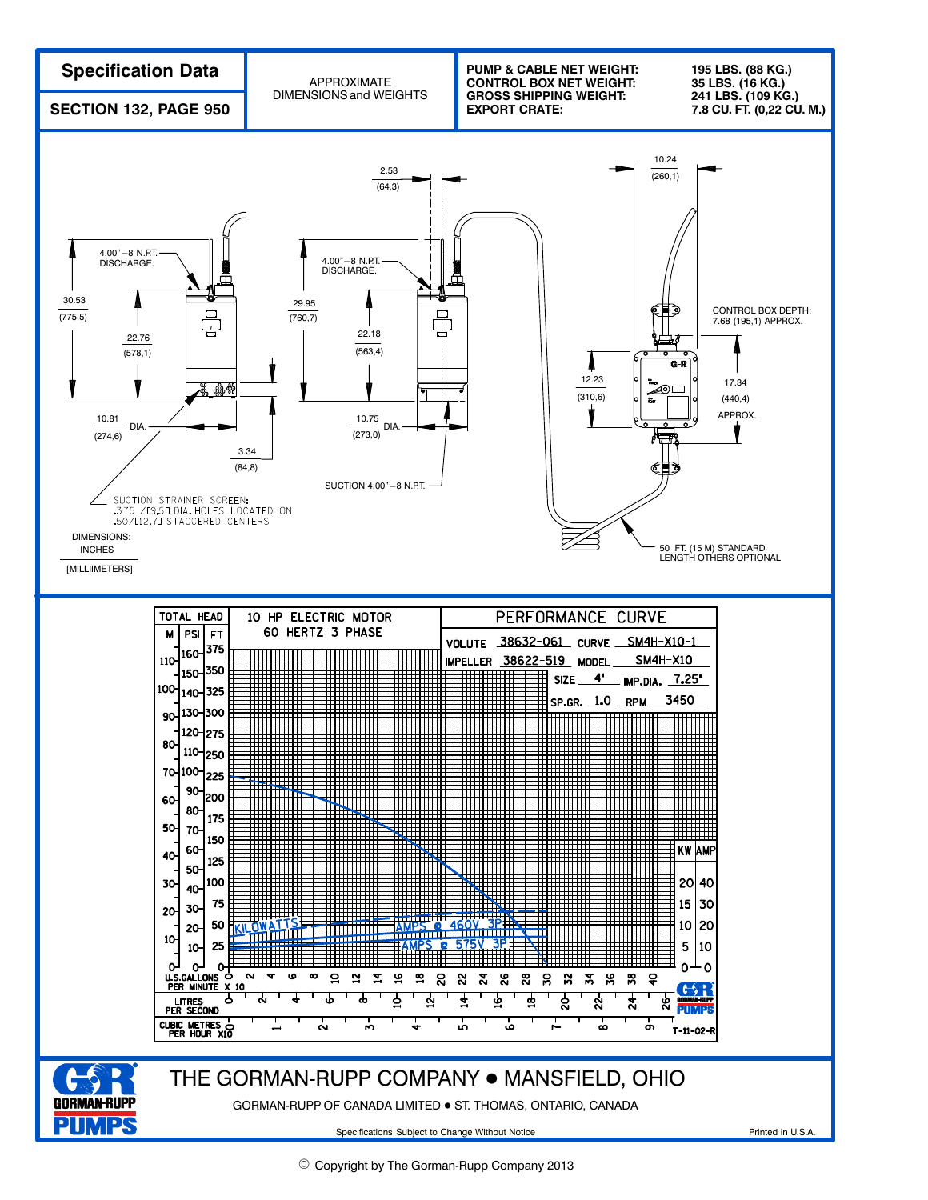# Specification Data

## SECTION 132, PAGE 950

APPROXIMATE DIMENSIONS and WEIGHTS

| | |
|---|---|
| **PUMP & CABLE NET WEIGHT:** | **195 LBS. (88 KG.)** |
| **CONTROL BOX NET WEIGHT:** | **35 LBS. (16 KG.)** |
| **GROSS SHIPPING WEIGHT:** | **241 LBS. (109 KG.)** |
| **EXPORT CRATE:** | **7.8 CU. FT. (0,22 CU. M.)** |

2.53 (64,3)

10.24 (260,1)

4.00"—8 N.P.T. DISCHARGE.

4.00"—8 N.P.T. DISCHARGE.

30.53 (775,5)

29.95 (760,7)

22.76 (578,1)

22.18 (563,4)

CONTROL BOX DEPTH: 7.68 (195,1) APPROX.

12.23 (310,6)

17.34 (440,4) APPROX.

10.81 (274,6) DIA.

10.75 (273,0) DIA.

3.34 (84,8)

SUCTION 4.00"—8 N.P.T.

SUCTION STRAINER SCREEN: .375 /[9,5] DIA. HOLES LOCATED ON .50/[12,7] STAGGERED CENTERS

DIMENSIONS: INCHES [MILLIIMETERS]

50 FT. (15 M) STANDARD LENGTH OTHERS OPTIONAL

TOTAL HEAD

10 HP ELECTRIC MOTOR
60 HERTZ 3 PHASE

PERFORMANCE CURVE

VOLUTE 38632-061 CURVE SM4H-X10-1
IMPELLER 38622-519 MODEL SM4H-X10
SIZE 4" IMP.DIA. 7.25"
SP.GR. 1.0 RPM 3450

M: 0, 10, 20, 30, 40, 50, 60, 70, 80, 90, 100, 110
PSI: 0, 10, 20, 30, 40, 50, 60, 70, 80, 90, 100, 110, 120, 130, 140, 150, 160
FT: 0, 25, 50, 75, 100, 125, 150, 175, 200, 225, 250, 275, 300, 325, 350, 375

KW: 0, 5, 10, 15, 20
AMP: 0, 10, 20, 30, 40

KILOWATTS
AMPS @ 460V 3P
AMPS @ 575V 3P

U.S.GALLONS PER MINUTE X 10: 0, 2, 4, 6, 8, 10, 12, 14, 16, 18, 20, 22, 24, 26, 28, 30, 32, 34, 36, 38, 40
LITRES PER SECOND: 0, 2, 4, 6, 8, 10, 12, 14, 16, 18, 20, 22, 24, 26
CUBIC METRES PER HOUR X10: 0, 1, 2, 3, 4, 5, 6, 7, 8, 9

T-11-02-R

THE GORMAN-RUPP COMPANY • MANSFIELD, OHIO

GORMAN-RUPP OF CANADA LIMITED • ST. THOMAS, ONTARIO, CANADA

Specifications Subject to Change Without Notice

Printed in U.S.A.

© Copyright by The Gorman-Rupp Company 2013